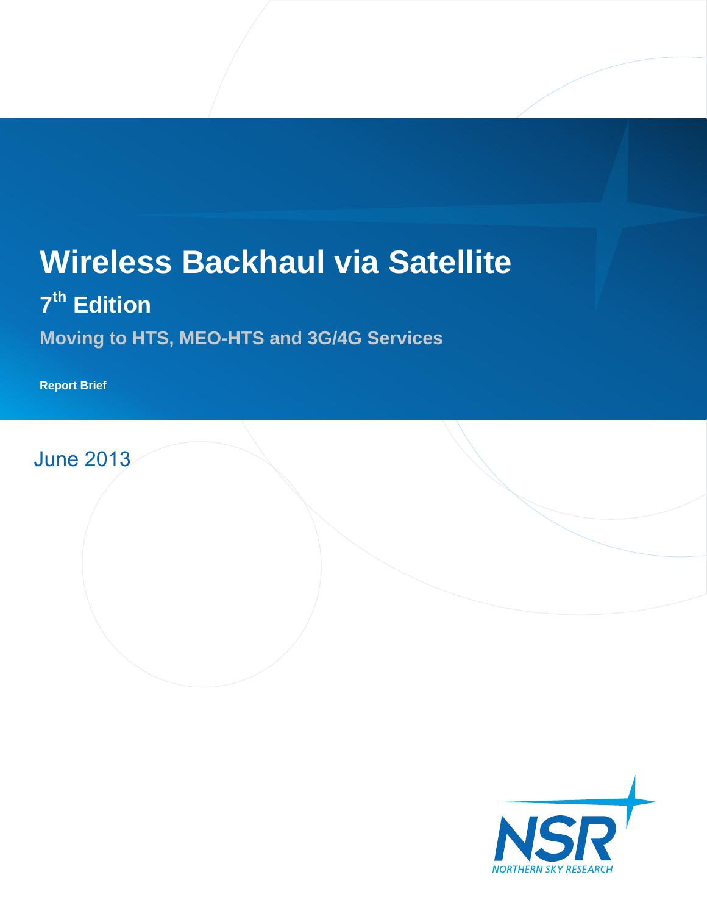# Wireless Backhaul via Satellite

## 7th Edition

### Moving to HTS, MEO-HTS and 3G/4G Services

**Report Brief**

June 2013

NSR

NORTHERN SKY RESEARCH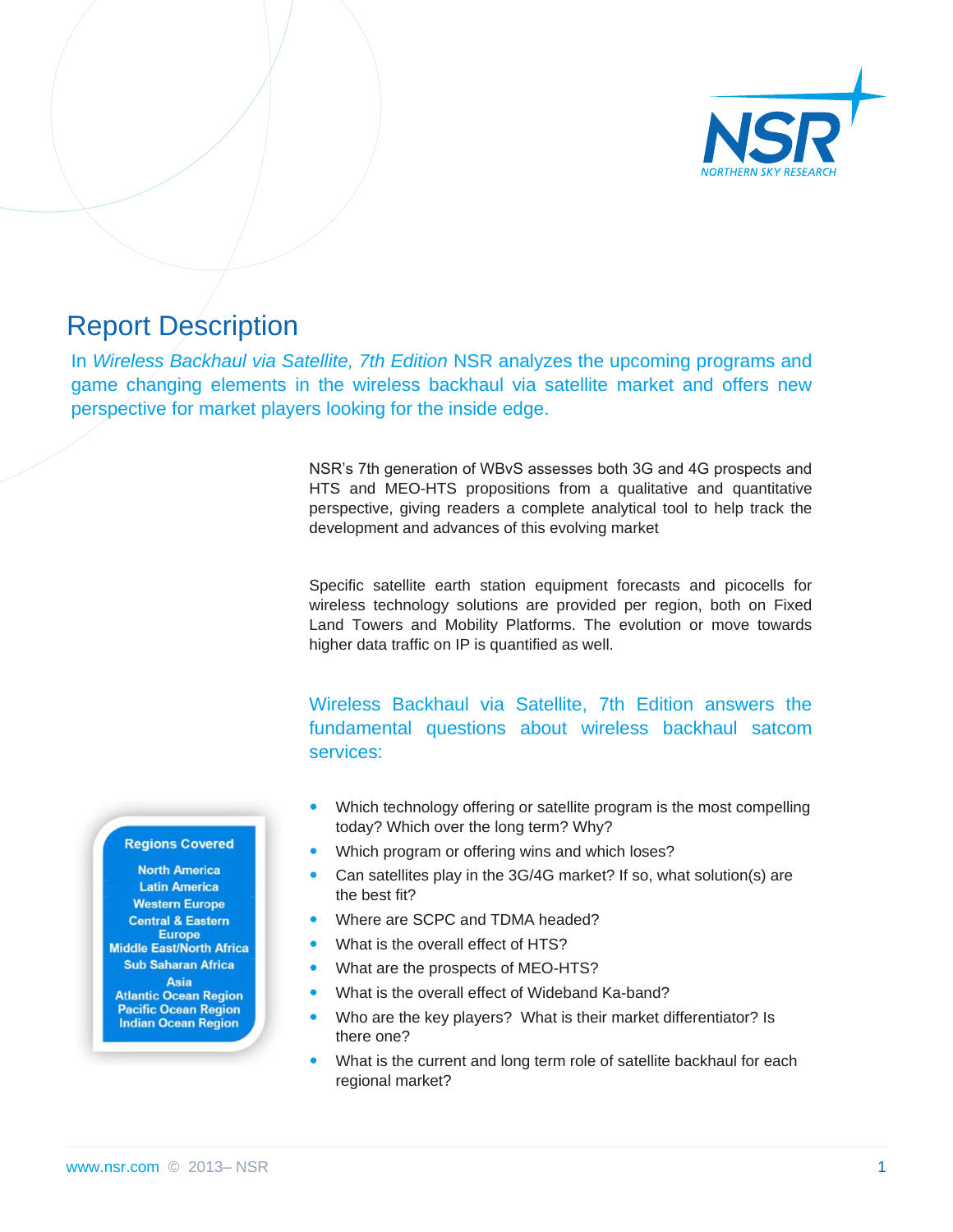# Report Description

In *Wireless Backhaul via Satellite, 7th Edition* NSR analyzes the upcoming programs and game changing elements in the wireless backhaul via satellite market and offers new perspective for market players looking for the inside edge.

NSR's 7th generation of WBvS assesses both 3G and 4G prospects and HTS and MEO-HTS propositions from a qualitative and quantitative perspective, giving readers a complete analytical tool to help track the development and advances of this evolving market

Specific satellite earth station equipment forecasts and picocells for wireless technology solutions are provided per region, both on Fixed Land Towers and Mobility Platforms. The evolution or move towards higher data traffic on IP is quantified as well.

Wireless Backhaul via Satellite, 7th Edition answers the fundamental questions about wireless backhaul satcom services:

- Which technology offering or satellite program is the most compelling today? Which over the long term? Why?
- Which program or offering wins and which loses?
- Can satellites play in the 3G/4G market? If so, what solution(s) are the best fit?
- Where are SCPC and TDMA headed?
- What is the overall effect of HTS?
- What are the prospects of MEO-HTS?
- What is the overall effect of Wideband Ka-band?
- Who are the key players? What is their market differentiator? Is there one?
- What is the current and long term role of satellite backhaul for each regional market?

**Regions Covered**

- North America
- Latin America
- Western Europe
- Central & Eastern Europe
- Middle East/North Africa
- Sub Saharan Africa
- Asia
- Atlantic Ocean Region
- Pacific Ocean Region
- Indian Ocean Region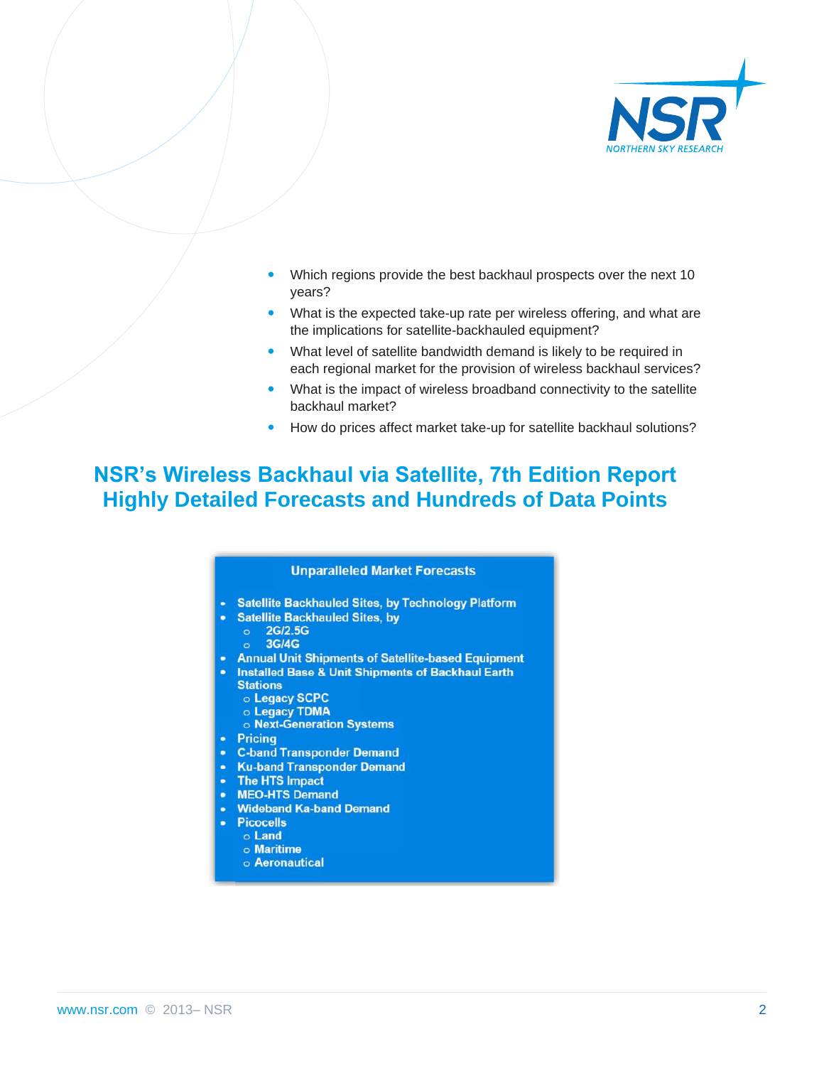- Which regions provide the best backhaul prospects over the next 10 years?
- What is the expected take-up rate per wireless offering, and what are the implications for satellite-backhauled equipment?
- What level of satellite bandwidth demand is likely to be required in each regional market for the provision of wireless backhaul services?
- What is the impact of wireless broadband connectivity to the satellite backhaul market?
- How do prices affect market take-up for satellite backhaul solutions?

## NSR's Wireless Backhaul via Satellite, 7th Edition Report Highly Detailed Forecasts and Hundreds of Data Points

**Unparalleled Market Forecasts**

- Satellite Backhauled Sites, by Technology Platform
- Satellite Backhauled Sites, by
  - 2G/2.5G
  - 3G/4G
- Annual Unit Shipments of Satellite-based Equipment
- Installed Base & Unit Shipments of Backhaul Earth Stations
  - Legacy SCPC
  - Legacy TDMA
  - Next-Generation Systems
- Pricing
- C-band Transponder Demand
- Ku-band Transponder Demand
- The HTS Impact
- MEO-HTS Demand
- Wideband Ka-band Demand
- Picocells
  - Land
  - Maritime
  - Aeronautical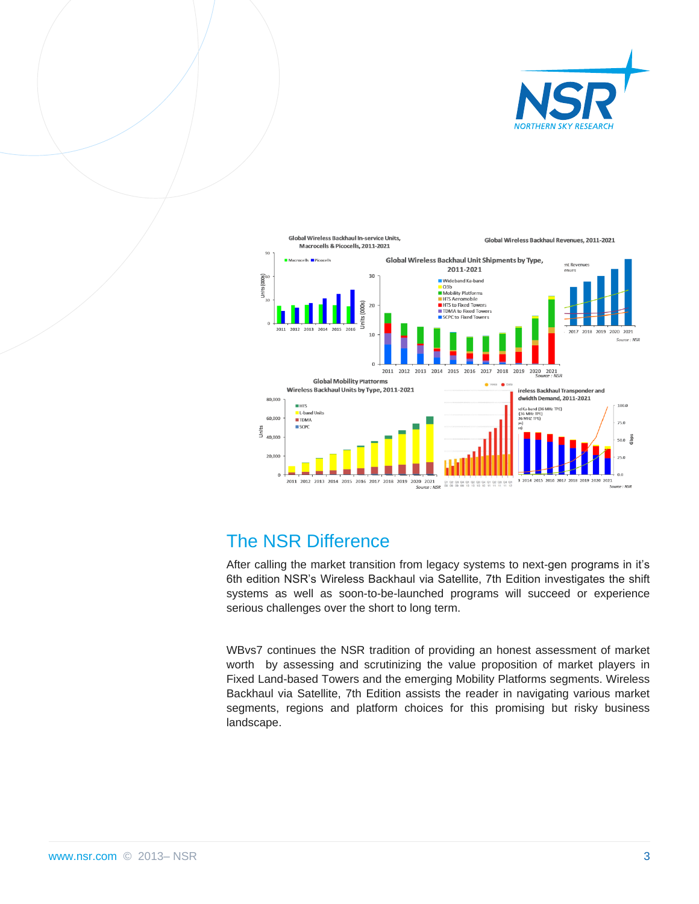## The NSR Difference

After calling the market transition from legacy systems to next-gen programs in it's 6th edition NSR's Wireless Backhaul via Satellite, 7th Edition investigates the shift systems as well as soon-to-be-launched programs will succeed or experience serious challenges over the short to long term.

WBvs7 continues the NSR tradition of providing an honest assessment of market worth by assessing and scrutinizing the value proposition of market players in Fixed Land-based Towers and the emerging Mobility Platforms segments. Wireless Backhaul via Satellite, 7th Edition assists the reader in navigating various market segments, regions and platform choices for this promising but risky business landscape.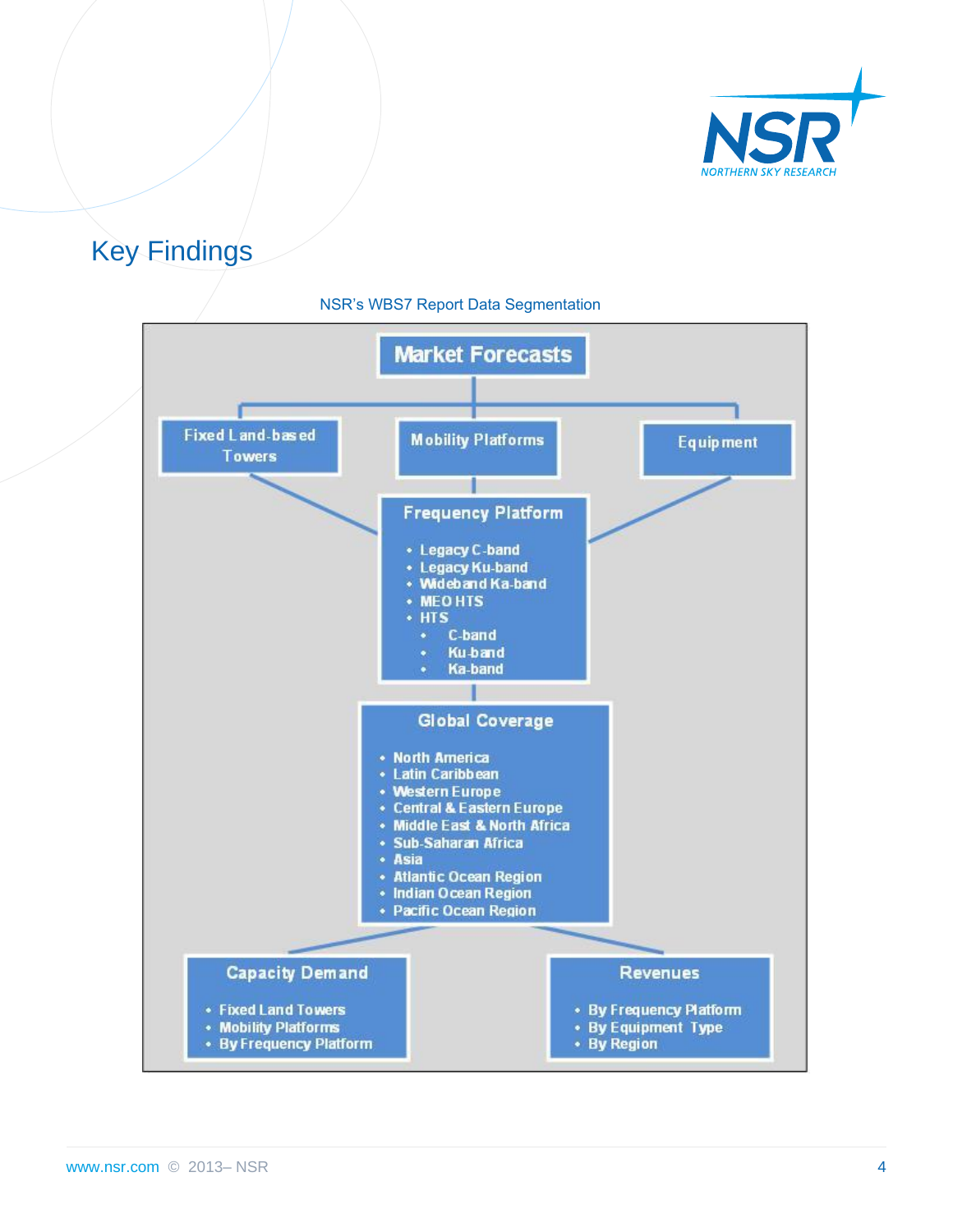## Key Findings

NSR's WBS7 Report Data Segmentation

**Market Forecasts**

**Fixed Land-based Towers**

**Mobility Platforms**

**Equipment**

**Frequency Platform**

- Legacy C-band
- Legacy Ku-band
- Wideband Ka-band
- MEO HTS
- HTS
  - C-band
  - Ku-band
  - Ka-band

**Global Coverage**

- North America
- Latin Caribbean
- Western Europe
- Central & Eastern Europe
- Middle East & North Africa
- Sub-Saharan Africa
- Asia
- Atlantic Ocean Region
- Indian Ocean Region
- Pacific Ocean Region

**Capacity Demand**

- Fixed Land Towers
- Mobility Platforms
- By Frequency Platform

**Revenues**

- By Frequency Platform
- By Equipment Type
- By Region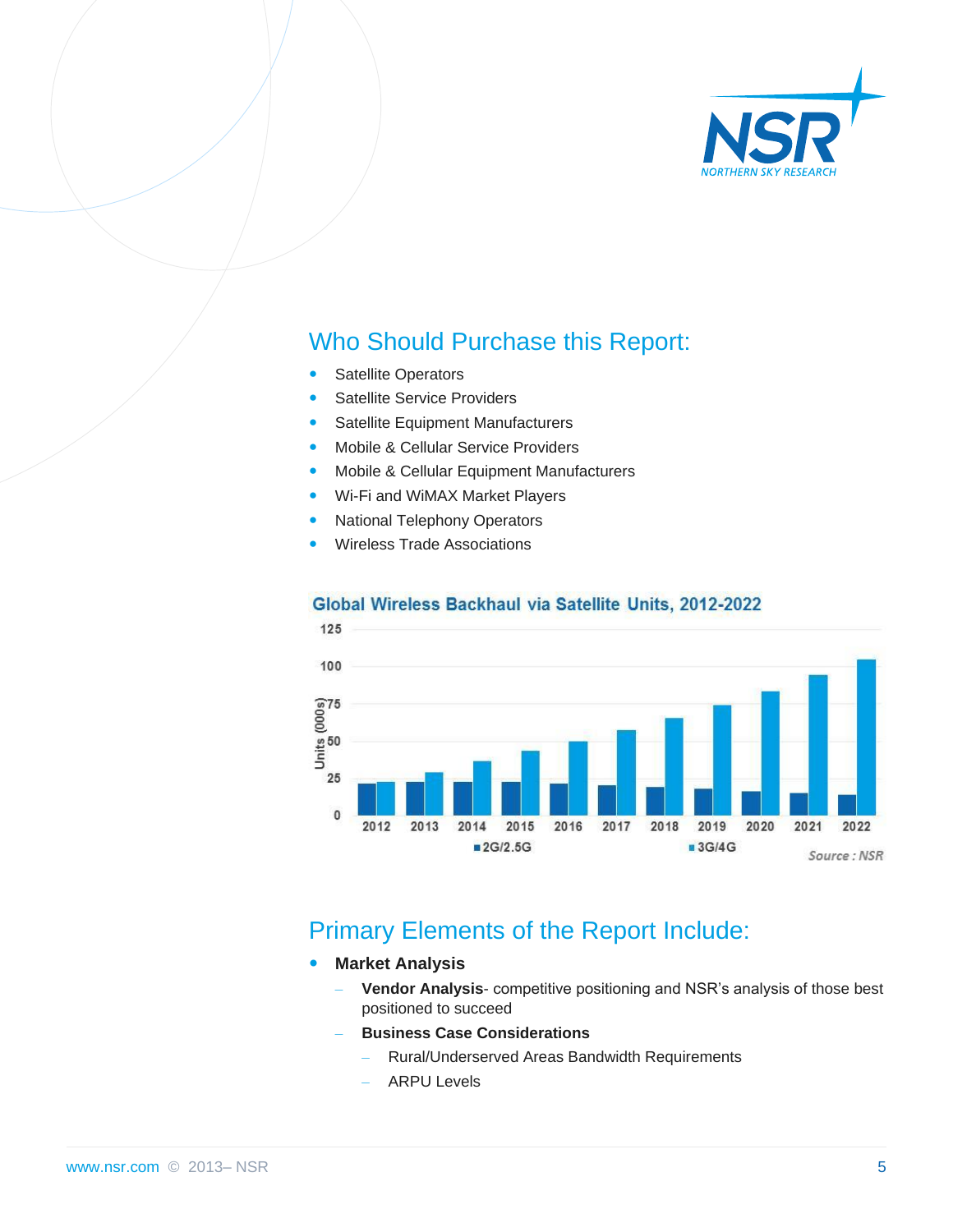## Who Should Purchase this Report:

- Satellite Operators
- Satellite Service Providers
- Satellite Equipment Manufacturers
- Mobile & Cellular Service Providers
- Mobile & Cellular Equipment Manufacturers
- Wi-Fi and WiMAX Market Players
- National Telephony Operators
- Wireless Trade Associations

**Global Wireless Backhaul via Satellite Units, 2012-2022**

Source : NSR

## Primary Elements of the Report Include:

- **Market Analysis**
  - **Vendor Analysis**- competitive positioning and NSR's analysis of those best positioned to succeed
  - **Business Case Considerations**
    - Rural/Underserved Areas Bandwidth Requirements
    - ARPU Levels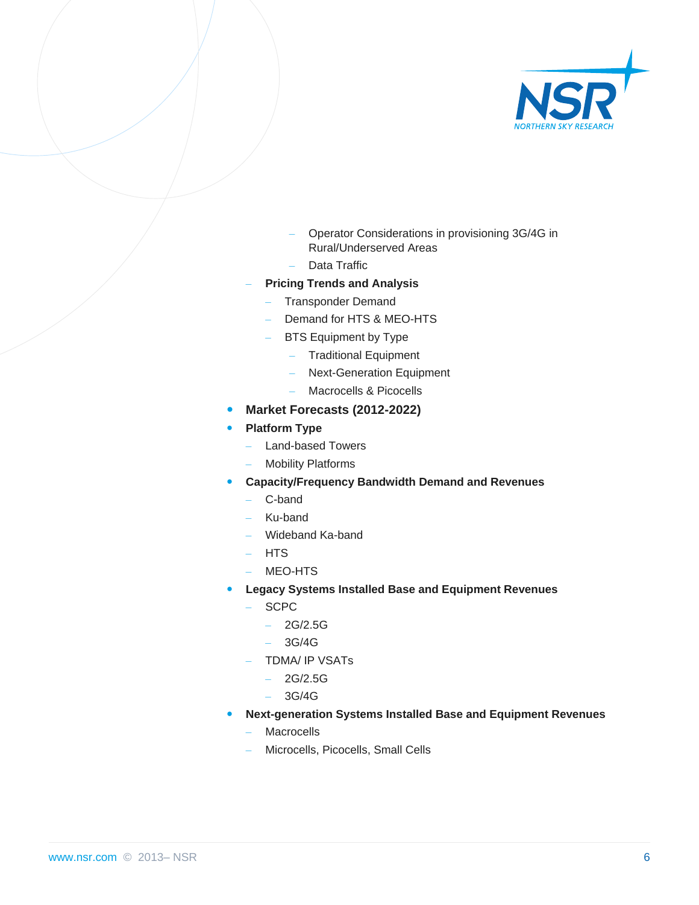- Operator Considerations in provisioning 3G/4G in Rural/Underserved Areas
        - Data Traffic
    - **Pricing Trends and Analysis**
        - Transponder Demand
        - Demand for HTS & MEO-HTS
        - BTS Equipment by Type
            - Traditional Equipment
            - Next-Generation Equipment
            - Macrocells & Picocells

- **Market Forecasts (2012-2022)**
- **Platform Type**
    - Land-based Towers
    - Mobility Platforms
- **Capacity/Frequency Bandwidth Demand and Revenues**
    - C-band
    - Ku-band
    - Wideband Ka-band
    - HTS
    - MEO-HTS
- **Legacy Systems Installed Base and Equipment Revenues**
    - SCPC
        - 2G/2.5G
        - 3G/4G
    - TDMA/ IP VSATs
        - 2G/2.5G
        - 3G/4G
- **Next-generation Systems Installed Base and Equipment Revenues**
    - Macrocells
    - Microcells, Picocells, Small Cells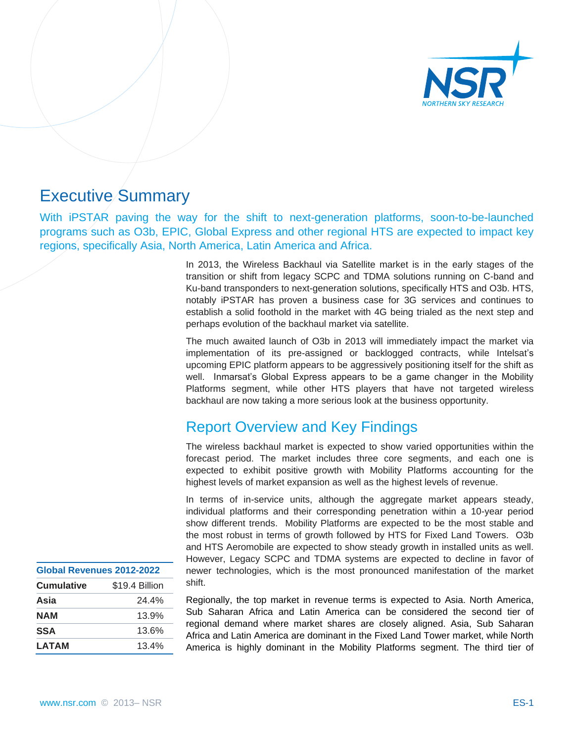# Executive Summary

With iPSTAR paving the way for the shift to next-generation platforms, soon-to-be-launched programs such as O3b, EPIC, Global Express and other regional HTS are expected to impact key regions, specifically Asia, North America, Latin America and Africa.

In 2013, the Wireless Backhaul via Satellite market is in the early stages of the transition or shift from legacy SCPC and TDMA solutions running on C-band and Ku-band transponders to next-generation solutions, specifically HTS and O3b. HTS, notably iPSTAR has proven a business case for 3G services and continues to establish a solid foothold in the market with 4G being trialed as the next step and perhaps evolution of the backhaul market via satellite.

The much awaited launch of O3b in 2013 will immediately impact the market via implementation of its pre-assigned or backlogged contracts, while Intelsat's upcoming EPIC platform appears to be aggressively positioning itself for the shift as well. Inmarsat's Global Express appears to be a game changer in the Mobility Platforms segment, while other HTS players that have not targeted wireless backhaul are now taking a more serious look at the business opportunity.

## Report Overview and Key Findings

The wireless backhaul market is expected to show varied opportunities within the forecast period. The market includes three core segments, and each one is expected to exhibit positive growth with Mobility Platforms accounting for the highest levels of market expansion as well as the highest levels of revenue.

In terms of in-service units, although the aggregate market appears steady, individual platforms and their corresponding penetration within a 10-year period show different trends. Mobility Platforms are expected to be the most stable and the most robust in terms of growth followed by HTS for Fixed Land Towers. O3b and HTS Aeromobile are expected to show steady growth in installed units as well. However, Legacy SCPC and TDMA systems are expected to decline in favor of newer technologies, which is the most pronounced manifestation of the market shift.

| Global Revenues 2012-2022 | |
|---|---|
| **Cumulative** | $19.4 Billion |
| **Asia** | 24.4% |
| **NAM** | 13.9% |
| **SSA** | 13.6% |
| **LATAM** | 13.4% |

Regionally, the top market in revenue terms is expected to Asia. North America, Sub Saharan Africa and Latin America can be considered the second tier of regional demand where market shares are closely aligned. Asia, Sub Saharan Africa and Latin America are dominant in the Fixed Land Tower market, while North America is highly dominant in the Mobility Platforms segment. The third tier of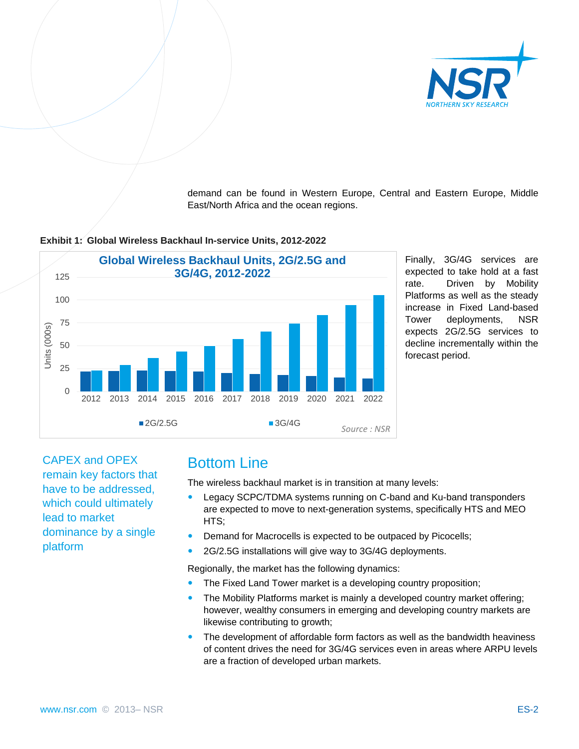demand can be found in Western Europe, Central and Eastern Europe, Middle East/North Africa and the ocean regions.

**Exhibit 1: Global Wireless Backhaul In-service Units, 2012-2022**

Finally, 3G/4G services are expected to take hold at a fast rate. Driven by Mobility Platforms as well as the steady increase in Fixed Land-based Tower deployments, NSR expects 2G/2.5G services to decline incrementally within the forecast period.

CAPEX and OPEX remain key factors that have to be addressed, which could ultimately lead to market dominance by a single platform

## Bottom Line

The wireless backhaul market is in transition at many levels:

- Legacy SCPC/TDMA systems running on C-band and Ku-band transponders are expected to move to next-generation systems, specifically HTS and MEO HTS;
- Demand for Macrocells is expected to be outpaced by Picocells;
- 2G/2.5G installations will give way to 3G/4G deployments.

Regionally, the market has the following dynamics:

- The Fixed Land Tower market is a developing country proposition;
- The Mobility Platforms market is mainly a developed country market offering; however, wealthy consumers in emerging and developing country markets are likewise contributing to growth;
- The development of affordable form factors as well as the bandwidth heaviness of content drives the need for 3G/4G services even in areas where ARPU levels are a fraction of developed urban markets.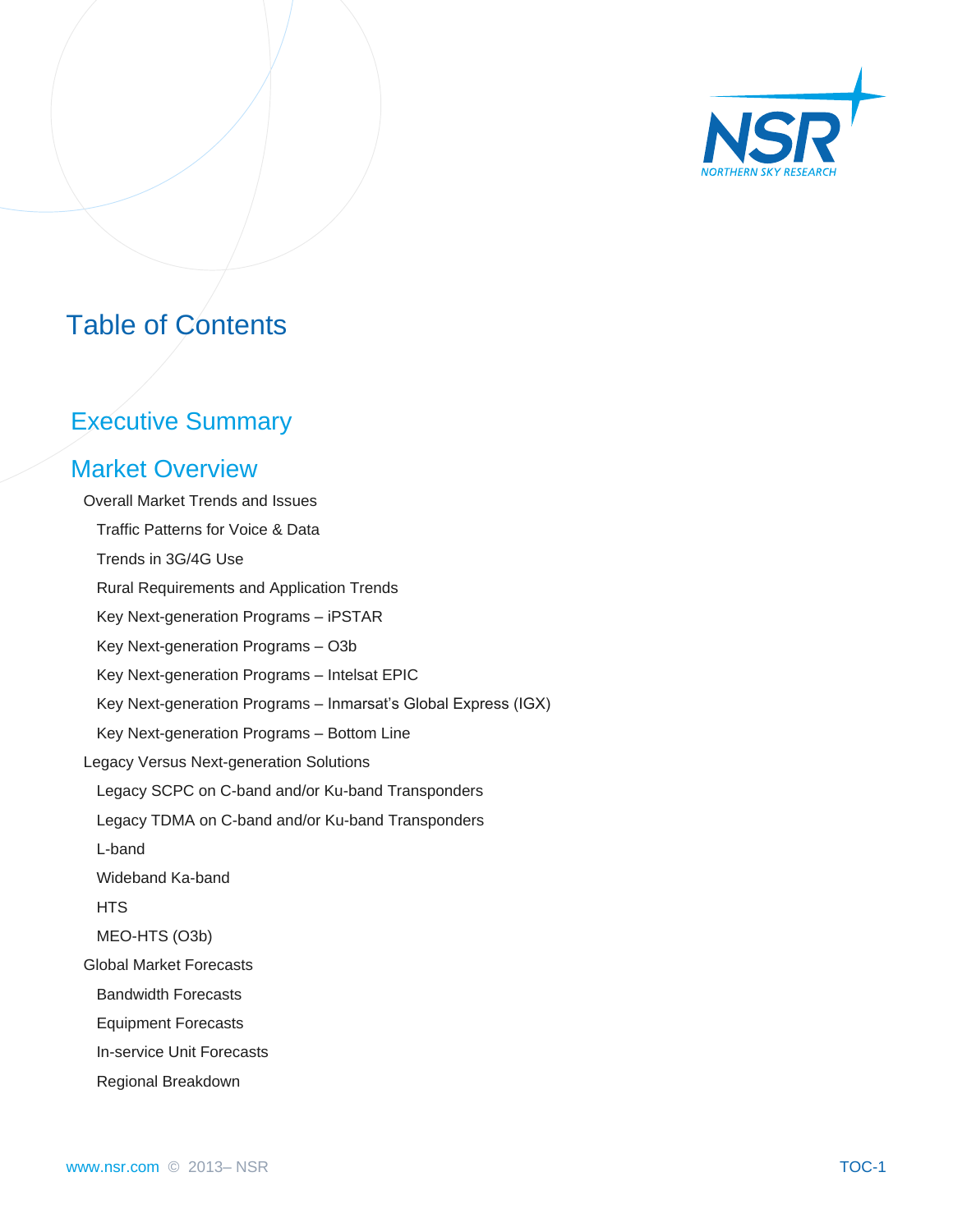# Table of Contents

## Executive Summary

## Market Overview

- Overall Market Trends and Issues
  - Traffic Patterns for Voice & Data
  - Trends in 3G/4G Use
  - Rural Requirements and Application Trends
  - Key Next-generation Programs – iPSTAR
  - Key Next-generation Programs – O3b
  - Key Next-generation Programs – Intelsat EPIC
  - Key Next-generation Programs – Inmarsat's Global Express (IGX)
  - Key Next-generation Programs – Bottom Line
- Legacy Versus Next-generation Solutions
  - Legacy SCPC on C-band and/or Ku-band Transponders
  - Legacy TDMA on C-band and/or Ku-band Transponders
  - L-band
  - Wideband Ka-band
  - HTS
  - MEO-HTS (O3b)
- Global Market Forecasts
  - Bandwidth Forecasts
  - Equipment Forecasts
  - In-service Unit Forecasts
  - Regional Breakdown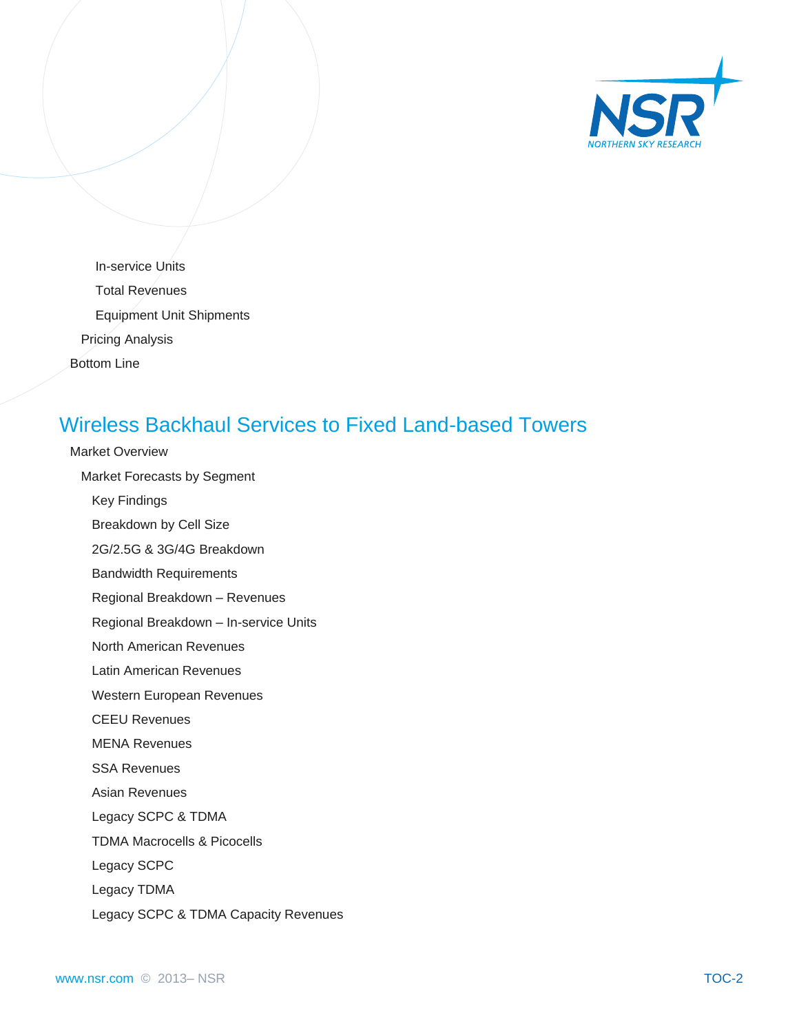- In-service Units
- Total Revenues
- Equipment Unit Shipments

Pricing Analysis

Bottom Line

## Wireless Backhaul Services to Fixed Land-based Towers

Market Overview

Market Forecasts by Segment

- Key Findings
- Breakdown by Cell Size
- 2G/2.5G & 3G/4G Breakdown
- Bandwidth Requirements
- Regional Breakdown – Revenues
- Regional Breakdown – In-service Units
- North American Revenues
- Latin American Revenues
- Western European Revenues
- CEEU Revenues
- MENA Revenues
- SSA Revenues
- Asian Revenues
- Legacy SCPC & TDMA
- TDMA Macrocells & Picocells
- Legacy SCPC
- Legacy TDMA
- Legacy SCPC & TDMA Capacity Revenues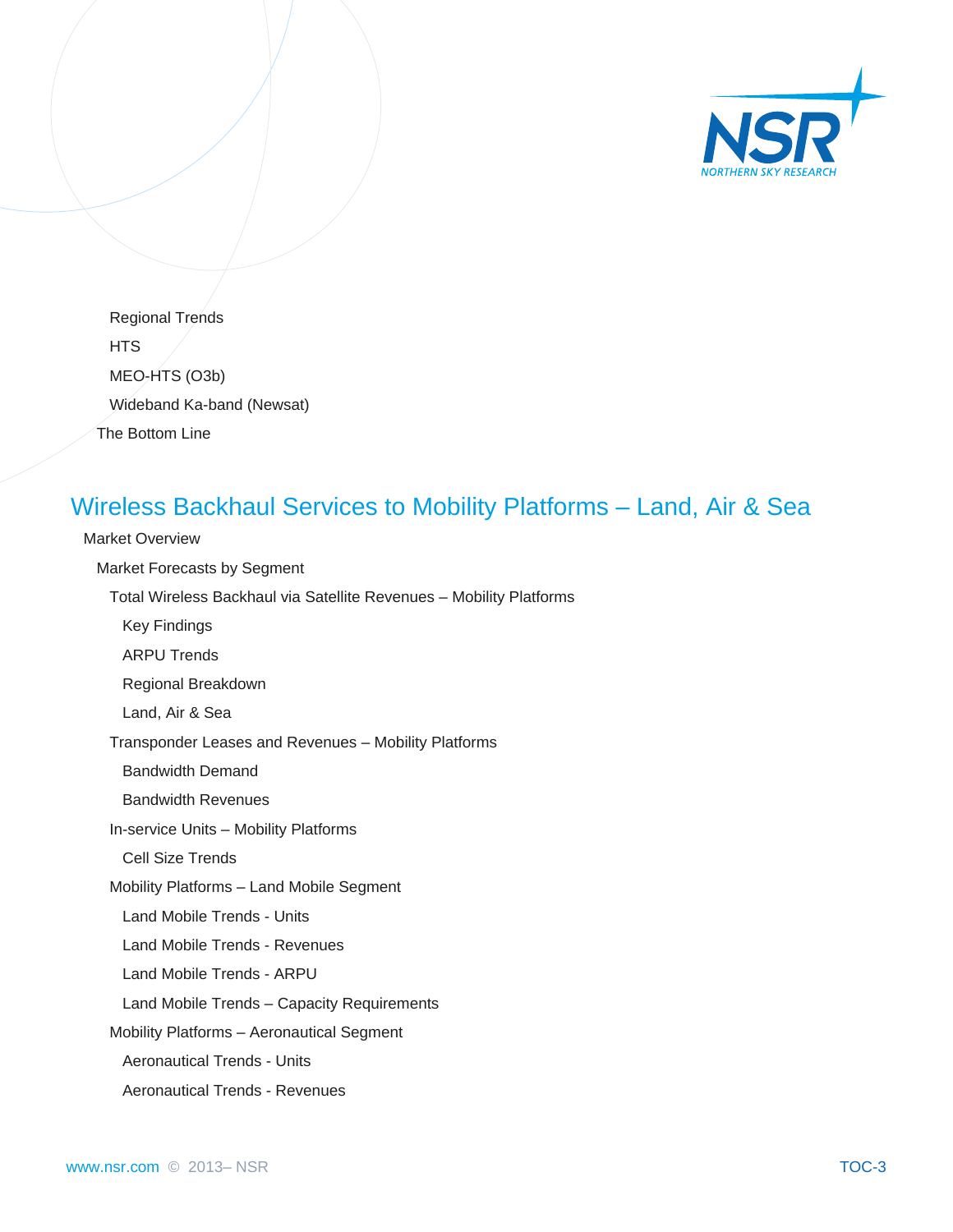- Regional Trends
- HTS
- MEO-HTS (O3b)
- Wideband Ka-band (Newsat)

The Bottom Line

## Wireless Backhaul Services to Mobility Platforms – Land, Air & Sea

Market Overview

Market Forecasts by Segment

- Total Wireless Backhaul via Satellite Revenues – Mobility Platforms
  - Key Findings
  - ARPU Trends
  - Regional Breakdown
  - Land, Air & Sea
- Transponder Leases and Revenues – Mobility Platforms
  - Bandwidth Demand
  - Bandwidth Revenues
- In-service Units – Mobility Platforms
  - Cell Size Trends
- Mobility Platforms – Land Mobile Segment
  - Land Mobile Trends - Units
  - Land Mobile Trends - Revenues
  - Land Mobile Trends - ARPU
  - Land Mobile Trends – Capacity Requirements
- Mobility Platforms – Aeronautical Segment
  - Aeronautical Trends - Units
  - Aeronautical Trends - Revenues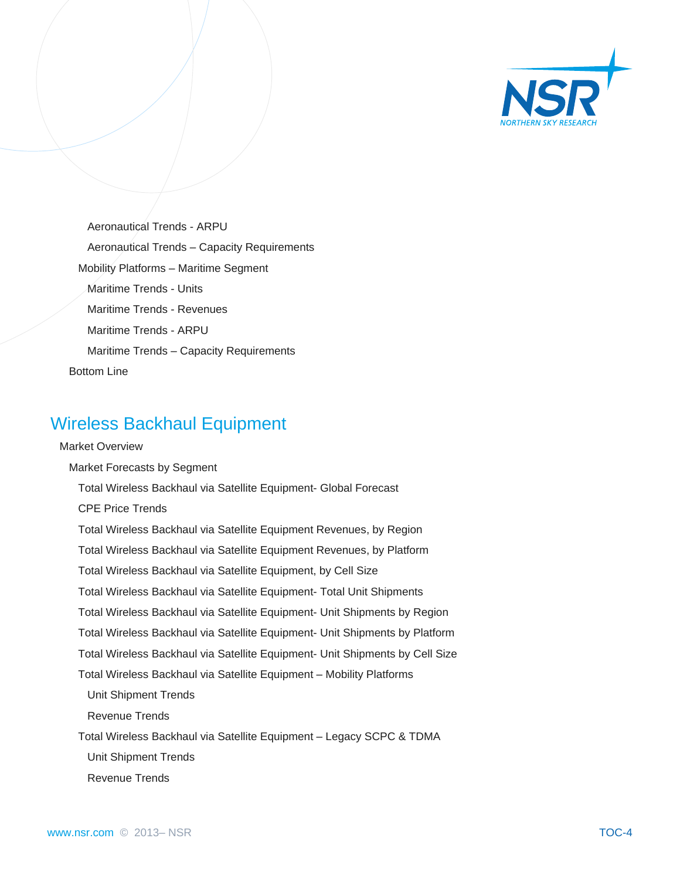- Aeronautical Trends - ARPU
- Aeronautical Trends – Capacity Requirements

Mobility Platforms – Maritime Segment

- Maritime Trends - Units
- Maritime Trends - Revenues
- Maritime Trends - ARPU
- Maritime Trends – Capacity Requirements

Bottom Line

## Wireless Backhaul Equipment

Market Overview

Market Forecasts by Segment

- Total Wireless Backhaul via Satellite Equipment- Global Forecast
- CPE Price Trends
- Total Wireless Backhaul via Satellite Equipment Revenues, by Region
- Total Wireless Backhaul via Satellite Equipment Revenues, by Platform
- Total Wireless Backhaul via Satellite Equipment, by Cell Size
- Total Wireless Backhaul via Satellite Equipment- Total Unit Shipments
- Total Wireless Backhaul via Satellite Equipment- Unit Shipments by Region
- Total Wireless Backhaul via Satellite Equipment- Unit Shipments by Platform
- Total Wireless Backhaul via Satellite Equipment- Unit Shipments by Cell Size
- Total Wireless Backhaul via Satellite Equipment – Mobility Platforms
  - Unit Shipment Trends
  - Revenue Trends
- Total Wireless Backhaul via Satellite Equipment – Legacy SCPC & TDMA
  - Unit Shipment Trends
  - Revenue Trends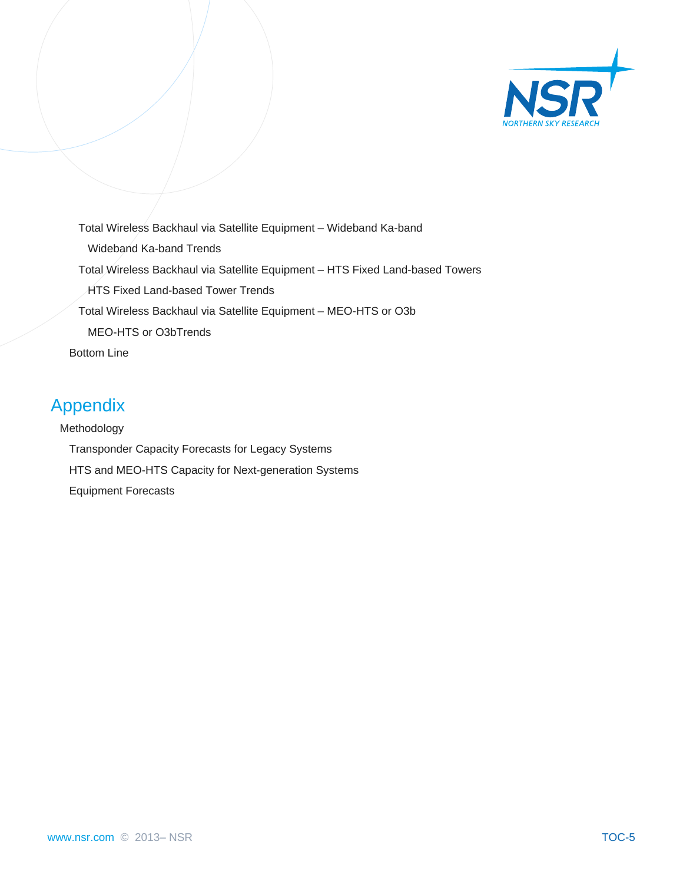Total Wireless Backhaul via Satellite Equipment – Wideband Ka-band

Wideband Ka-band Trends

Total Wireless Backhaul via Satellite Equipment – HTS Fixed Land-based Towers

HTS Fixed Land-based Tower Trends

Total Wireless Backhaul via Satellite Equipment – MEO-HTS or O3b

MEO-HTS or O3bTrends

Bottom Line

# Appendix

Methodology

Transponder Capacity Forecasts for Legacy Systems

HTS and MEO-HTS Capacity for Next-generation Systems

Equipment Forecasts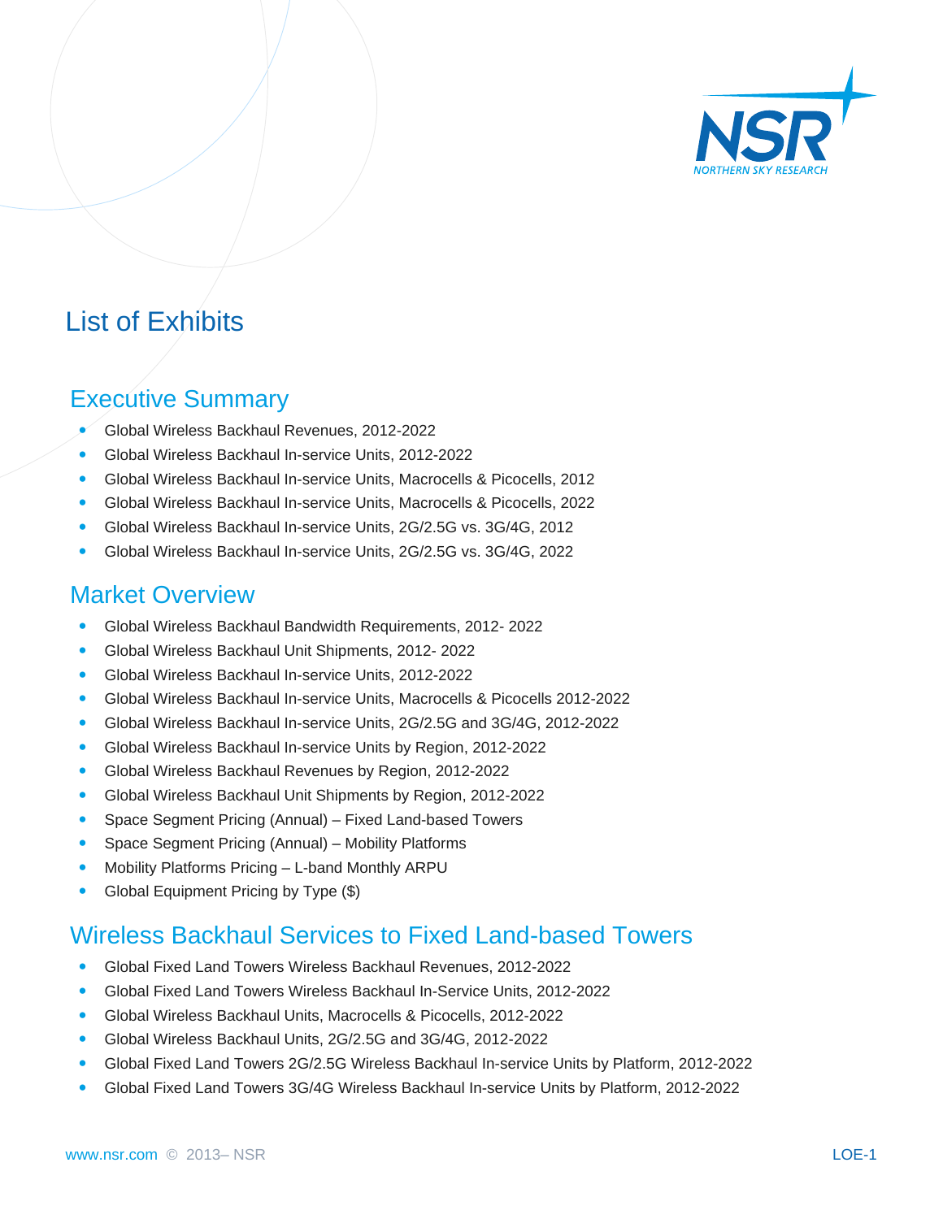# List of Exhibits

## Executive Summary

- Global Wireless Backhaul Revenues, 2012-2022
- Global Wireless Backhaul In-service Units, 2012-2022
- Global Wireless Backhaul In-service Units, Macrocells & Picocells, 2012
- Global Wireless Backhaul In-service Units, Macrocells & Picocells, 2022
- Global Wireless Backhaul In-service Units, 2G/2.5G vs. 3G/4G, 2012
- Global Wireless Backhaul In-service Units, 2G/2.5G vs. 3G/4G, 2022

## Market Overview

- Global Wireless Backhaul Bandwidth Requirements, 2012- 2022
- Global Wireless Backhaul Unit Shipments, 2012- 2022
- Global Wireless Backhaul In-service Units, 2012-2022
- Global Wireless Backhaul In-service Units, Macrocells & Picocells 2012-2022
- Global Wireless Backhaul In-service Units, 2G/2.5G and 3G/4G, 2012-2022
- Global Wireless Backhaul In-service Units by Region, 2012-2022
- Global Wireless Backhaul Revenues by Region, 2012-2022
- Global Wireless Backhaul Unit Shipments by Region, 2012-2022
- Space Segment Pricing (Annual) – Fixed Land-based Towers
- Space Segment Pricing (Annual) – Mobility Platforms
- Mobility Platforms Pricing – L-band Monthly ARPU
- Global Equipment Pricing by Type ($)

## Wireless Backhaul Services to Fixed Land-based Towers

- Global Fixed Land Towers Wireless Backhaul Revenues, 2012-2022
- Global Fixed Land Towers Wireless Backhaul In-Service Units, 2012-2022
- Global Wireless Backhaul Units, Macrocells & Picocells, 2012-2022
- Global Wireless Backhaul Units, 2G/2.5G and 3G/4G, 2012-2022
- Global Fixed Land Towers 2G/2.5G Wireless Backhaul In-service Units by Platform, 2012-2022
- Global Fixed Land Towers 3G/4G Wireless Backhaul In-service Units by Platform, 2012-2022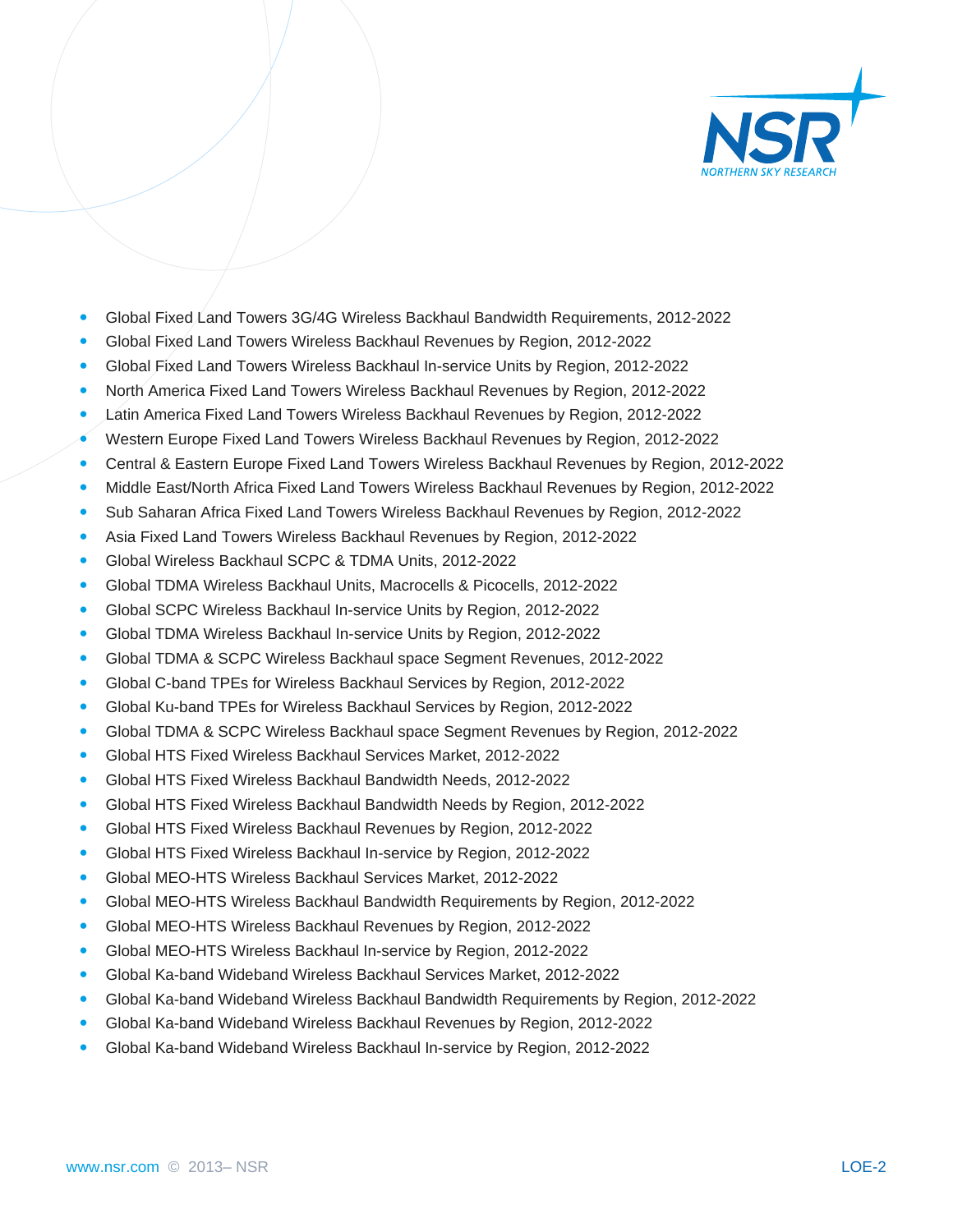- Global Fixed Land Towers 3G/4G Wireless Backhaul Bandwidth Requirements, 2012-2022
- Global Fixed Land Towers Wireless Backhaul Revenues by Region, 2012-2022
- Global Fixed Land Towers Wireless Backhaul In-service Units by Region, 2012-2022
- North America Fixed Land Towers Wireless Backhaul Revenues by Region, 2012-2022
- Latin America Fixed Land Towers Wireless Backhaul Revenues by Region, 2012-2022
- Western Europe Fixed Land Towers Wireless Backhaul Revenues by Region, 2012-2022
- Central & Eastern Europe Fixed Land Towers Wireless Backhaul Revenues by Region, 2012-2022
- Middle East/North Africa Fixed Land Towers Wireless Backhaul Revenues by Region, 2012-2022
- Sub Saharan Africa Fixed Land Towers Wireless Backhaul Revenues by Region, 2012-2022
- Asia Fixed Land Towers Wireless Backhaul Revenues by Region, 2012-2022
- Global Wireless Backhaul SCPC & TDMA Units, 2012-2022
- Global TDMA Wireless Backhaul Units, Macrocells & Picocells, 2012-2022
- Global SCPC Wireless Backhaul In-service Units by Region, 2012-2022
- Global TDMA Wireless Backhaul In-service Units by Region, 2012-2022
- Global TDMA & SCPC Wireless Backhaul space Segment Revenues, 2012-2022
- Global C-band TPEs for Wireless Backhaul Services by Region, 2012-2022
- Global Ku-band TPEs for Wireless Backhaul Services by Region, 2012-2022
- Global TDMA & SCPC Wireless Backhaul space Segment Revenues by Region, 2012-2022
- Global HTS Fixed Wireless Backhaul Services Market, 2012-2022
- Global HTS Fixed Wireless Backhaul Bandwidth Needs, 2012-2022
- Global HTS Fixed Wireless Backhaul Bandwidth Needs by Region, 2012-2022
- Global HTS Fixed Wireless Backhaul Revenues by Region, 2012-2022
- Global HTS Fixed Wireless Backhaul In-service by Region, 2012-2022
- Global MEO-HTS Wireless Backhaul Services Market, 2012-2022
- Global MEO-HTS Wireless Backhaul Bandwidth Requirements by Region, 2012-2022
- Global MEO-HTS Wireless Backhaul Revenues by Region, 2012-2022
- Global MEO-HTS Wireless Backhaul In-service by Region, 2012-2022
- Global Ka-band Wideband Wireless Backhaul Services Market, 2012-2022
- Global Ka-band Wideband Wireless Backhaul Bandwidth Requirements by Region, 2012-2022
- Global Ka-band Wideband Wireless Backhaul Revenues by Region, 2012-2022
- Global Ka-band Wideband Wireless Backhaul In-service by Region, 2012-2022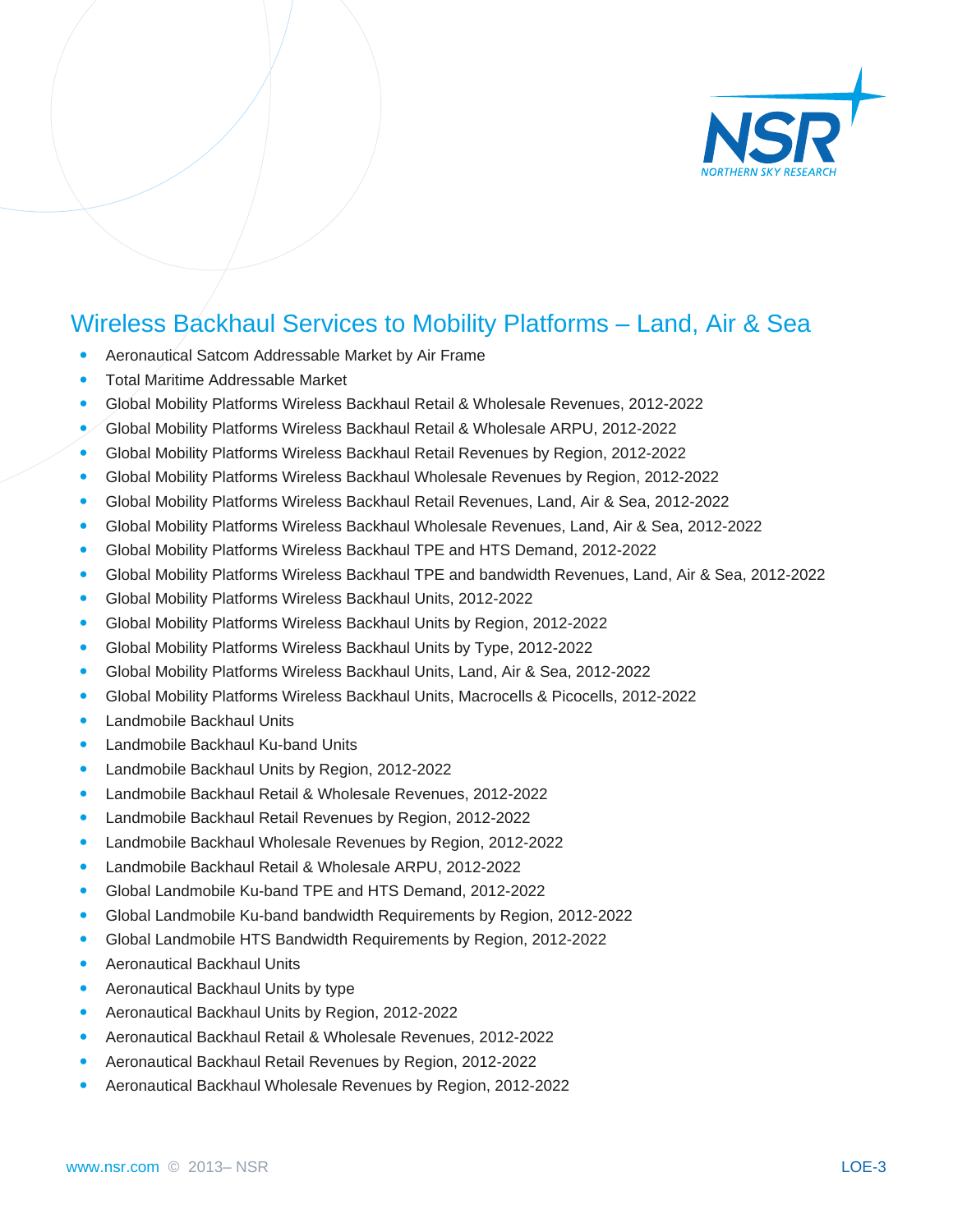## Wireless Backhaul Services to Mobility Platforms – Land, Air & Sea

- Aeronautical Satcom Addressable Market by Air Frame
- Total Maritime Addressable Market
- Global Mobility Platforms Wireless Backhaul Retail & Wholesale Revenues, 2012-2022
- Global Mobility Platforms Wireless Backhaul Retail & Wholesale ARPU, 2012-2022
- Global Mobility Platforms Wireless Backhaul Retail Revenues by Region, 2012-2022
- Global Mobility Platforms Wireless Backhaul Wholesale Revenues by Region, 2012-2022
- Global Mobility Platforms Wireless Backhaul Retail Revenues, Land, Air & Sea, 2012-2022
- Global Mobility Platforms Wireless Backhaul Wholesale Revenues, Land, Air & Sea, 2012-2022
- Global Mobility Platforms Wireless Backhaul TPE and HTS Demand, 2012-2022
- Global Mobility Platforms Wireless Backhaul TPE and bandwidth Revenues, Land, Air & Sea, 2012-2022
- Global Mobility Platforms Wireless Backhaul Units, 2012-2022
- Global Mobility Platforms Wireless Backhaul Units by Region, 2012-2022
- Global Mobility Platforms Wireless Backhaul Units by Type, 2012-2022
- Global Mobility Platforms Wireless Backhaul Units, Land, Air & Sea, 2012-2022
- Global Mobility Platforms Wireless Backhaul Units, Macrocells & Picocells, 2012-2022
- Landmobile Backhaul Units
- Landmobile Backhaul Ku-band Units
- Landmobile Backhaul Units by Region, 2012-2022
- Landmobile Backhaul Retail & Wholesale Revenues, 2012-2022
- Landmobile Backhaul Retail Revenues by Region, 2012-2022
- Landmobile Backhaul Wholesale Revenues by Region, 2012-2022
- Landmobile Backhaul Retail & Wholesale ARPU, 2012-2022
- Global Landmobile Ku-band TPE and HTS Demand, 2012-2022
- Global Landmobile Ku-band bandwidth Requirements by Region, 2012-2022
- Global Landmobile HTS Bandwidth Requirements by Region, 2012-2022
- Aeronautical Backhaul Units
- Aeronautical Backhaul Units by type
- Aeronautical Backhaul Units by Region, 2012-2022
- Aeronautical Backhaul Retail & Wholesale Revenues, 2012-2022
- Aeronautical Backhaul Retail Revenues by Region, 2012-2022
- Aeronautical Backhaul Wholesale Revenues by Region, 2012-2022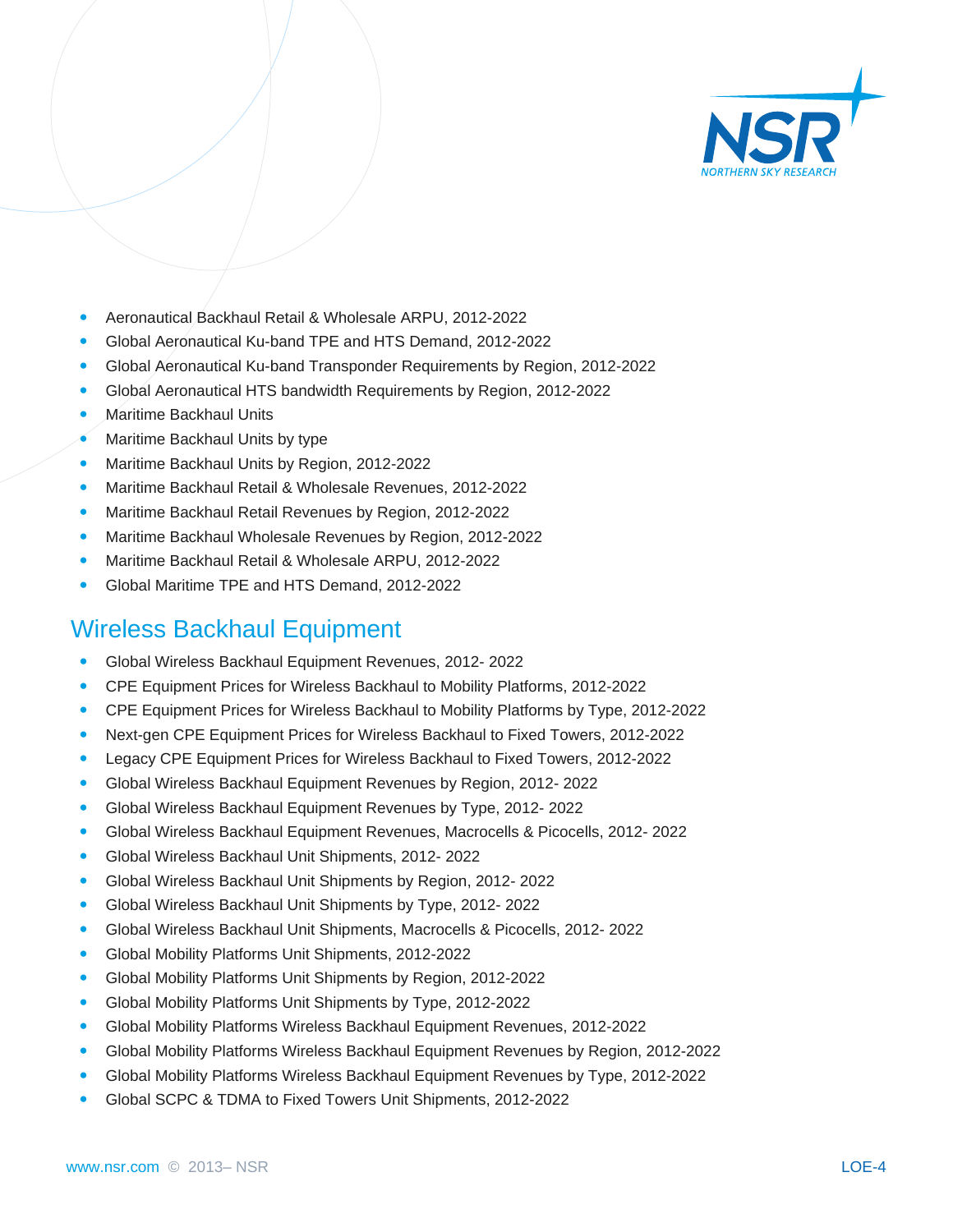- Aeronautical Backhaul Retail & Wholesale ARPU, 2012-2022
- Global Aeronautical Ku-band TPE and HTS Demand, 2012-2022
- Global Aeronautical Ku-band Transponder Requirements by Region, 2012-2022
- Global Aeronautical HTS bandwidth Requirements by Region, 2012-2022
- Maritime Backhaul Units
- Maritime Backhaul Units by type
- Maritime Backhaul Units by Region, 2012-2022
- Maritime Backhaul Retail & Wholesale Revenues, 2012-2022
- Maritime Backhaul Retail Revenues by Region, 2012-2022
- Maritime Backhaul Wholesale Revenues by Region, 2012-2022
- Maritime Backhaul Retail & Wholesale ARPU, 2012-2022
- Global Maritime TPE and HTS Demand, 2012-2022

## Wireless Backhaul Equipment

- Global Wireless Backhaul Equipment Revenues, 2012- 2022
- CPE Equipment Prices for Wireless Backhaul to Mobility Platforms, 2012-2022
- CPE Equipment Prices for Wireless Backhaul to Mobility Platforms by Type, 2012-2022
- Next-gen CPE Equipment Prices for Wireless Backhaul to Fixed Towers, 2012-2022
- Legacy CPE Equipment Prices for Wireless Backhaul to Fixed Towers, 2012-2022
- Global Wireless Backhaul Equipment Revenues by Region, 2012- 2022
- Global Wireless Backhaul Equipment Revenues by Type, 2012- 2022
- Global Wireless Backhaul Equipment Revenues, Macrocells & Picocells, 2012- 2022
- Global Wireless Backhaul Unit Shipments, 2012- 2022
- Global Wireless Backhaul Unit Shipments by Region, 2012- 2022
- Global Wireless Backhaul Unit Shipments by Type, 2012- 2022
- Global Wireless Backhaul Unit Shipments, Macrocells & Picocells, 2012- 2022
- Global Mobility Platforms Unit Shipments, 2012-2022
- Global Mobility Platforms Unit Shipments by Region, 2012-2022
- Global Mobility Platforms Unit Shipments by Type, 2012-2022
- Global Mobility Platforms Wireless Backhaul Equipment Revenues, 2012-2022
- Global Mobility Platforms Wireless Backhaul Equipment Revenues by Region, 2012-2022
- Global Mobility Platforms Wireless Backhaul Equipment Revenues by Type, 2012-2022
- Global SCPC & TDMA to Fixed Towers Unit Shipments, 2012-2022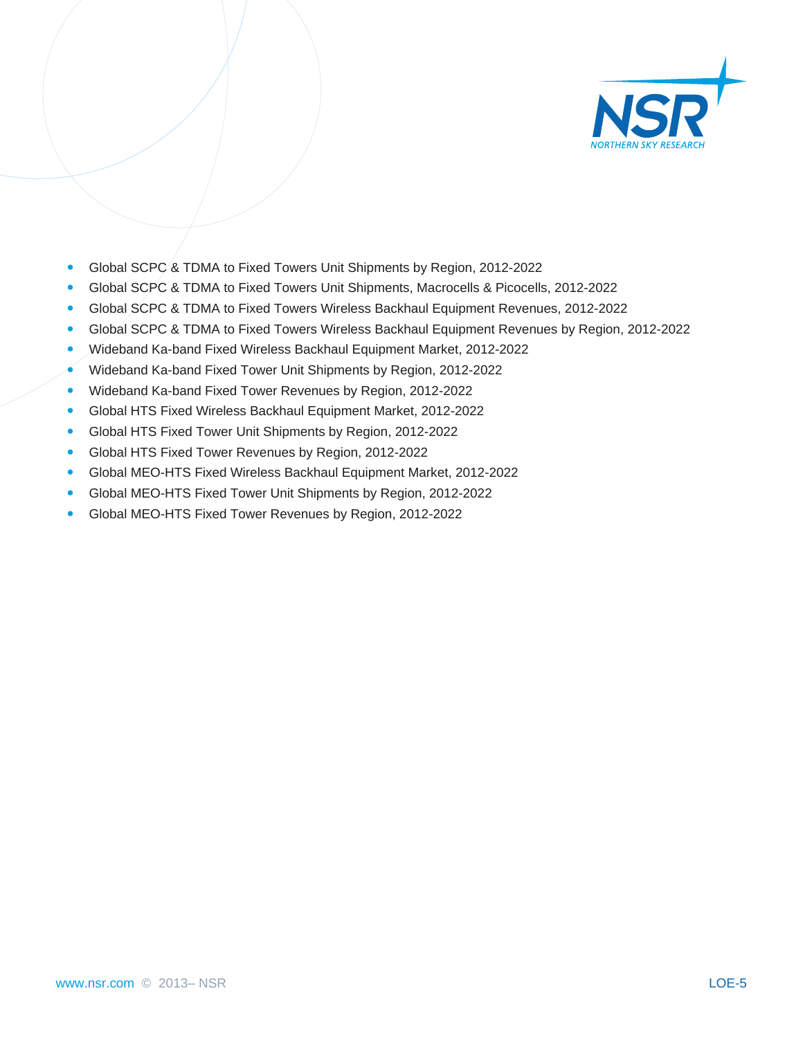- Global SCPC & TDMA to Fixed Towers Unit Shipments by Region, 2012-2022
- Global SCPC & TDMA to Fixed Towers Unit Shipments, Macrocells & Picocells, 2012-2022
- Global SCPC & TDMA to Fixed Towers Wireless Backhaul Equipment Revenues, 2012-2022
- Global SCPC & TDMA to Fixed Towers Wireless Backhaul Equipment Revenues by Region, 2012-2022
- Wideband Ka-band Fixed Wireless Backhaul Equipment Market, 2012-2022
- Wideband Ka-band Fixed Tower Unit Shipments by Region, 2012-2022
- Wideband Ka-band Fixed Tower Revenues by Region, 2012-2022
- Global HTS Fixed Wireless Backhaul Equipment Market, 2012-2022
- Global HTS Fixed Tower Unit Shipments by Region, 2012-2022
- Global HTS Fixed Tower Revenues by Region, 2012-2022
- Global MEO-HTS Fixed Wireless Backhaul Equipment Market, 2012-2022
- Global MEO-HTS Fixed Tower Unit Shipments by Region, 2012-2022
- Global MEO-HTS Fixed Tower Revenues by Region, 2012-2022